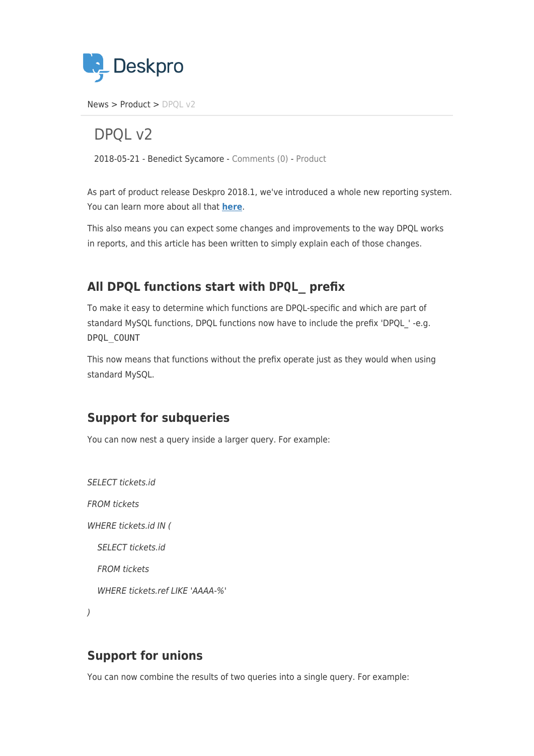Deskpro

News > Product > DPQL v2

# DPQL v2

2018-05-21 - Benedict Sycamore - Comments (0) - Product

As part of product release Deskpro 2018.1, we've introduced a whole new reporting system. You can learn more about all that **here**.

This also means you can expect some changes and improvements to the way DPQL works in reports, and this article has been written to simply explain each of those changes.

## All DPQL functions start with `DPQL_` prefix

To make it easy to determine which functions are DPQL-specific and which are part of standard MySQL functions, DPQL functions now have to include the prefix 'DPQL_' -e.g. `DPQL_COUNT`

This now means that functions without the prefix operate just as they would when using standard MySQL.

## Support for subqueries

You can now nest a query inside a larger query. For example:

```
SELECT tickets.id
FROM tickets
WHERE tickets.id IN (
    SELECT tickets.id
    FROM tickets
    WHERE tickets.ref LIKE 'AAAA-%'
)
```

## Support for unions

You can now combine the results of two queries into a single query. For example: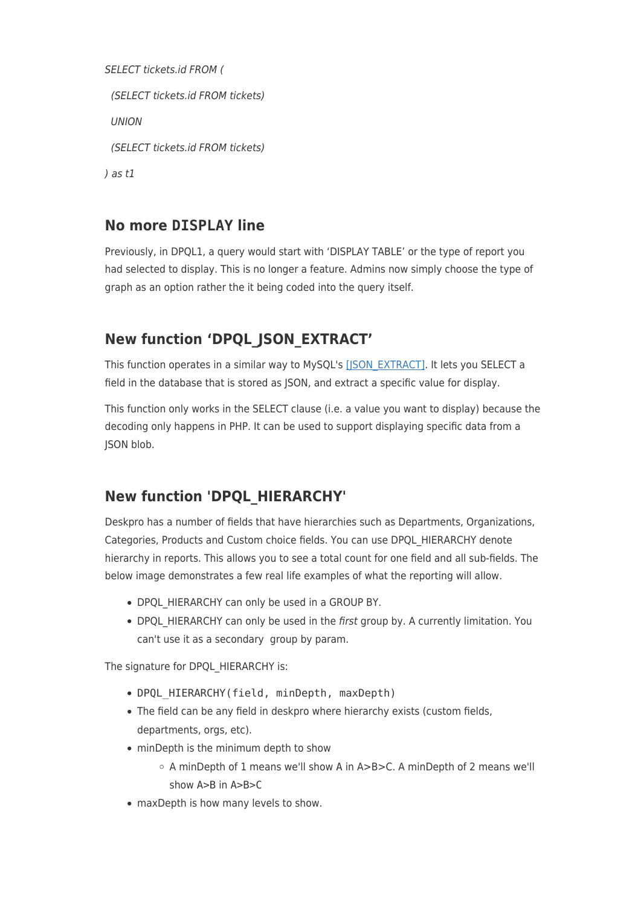*SELECT tickets.id FROM (*

  *(SELECT tickets.id FROM tickets)*

  *UNION*

  *(SELECT tickets.id FROM tickets)*

*) as t1*

## No more DISPLAY line

Previously, in DPQL1, a query would start with 'DISPLAY TABLE' or the type of report you had selected to display. This is no longer a feature. Admins now simply choose the type of graph as an option rather the it being coded into the query itself.

## New function 'DPQL_JSON_EXTRACT'

This function operates in a similar way to MySQL's [JSON_EXTRACT]. It lets you SELECT a field in the database that is stored as JSON, and extract a specific value for display.

This function only works in the SELECT clause (i.e. a value you want to display) because the decoding only happens in PHP. It can be used to support displaying specific data from a JSON blob.

## New function 'DPQL_HIERARCHY'

Deskpro has a number of fields that have hierarchies such as Departments, Organizations, Categories, Products and Custom choice fields. You can use DPQL_HIERARCHY denote hierarchy in reports. This allows you to see a total count for one field and all sub-fields. The below image demonstrates a few real life examples of what the reporting will allow.

- DPQL_HIERARCHY can only be used in a GROUP BY.
- DPQL_HIERARCHY can only be used in the *first* group by. A currently limitation. You can't use it as a secondary group by param.

The signature for DPQL_HIERARCHY is:

- `DPQL_HIERARCHY(field, minDepth, maxDepth)`
- The field can be any field in deskpro where hierarchy exists (custom fields, departments, orgs, etc).
- minDepth is the minimum depth to show
  - A minDepth of 1 means we'll show A in A>B>C. A minDepth of 2 means we'll show A>B in A>B>C
- maxDepth is how many levels to show.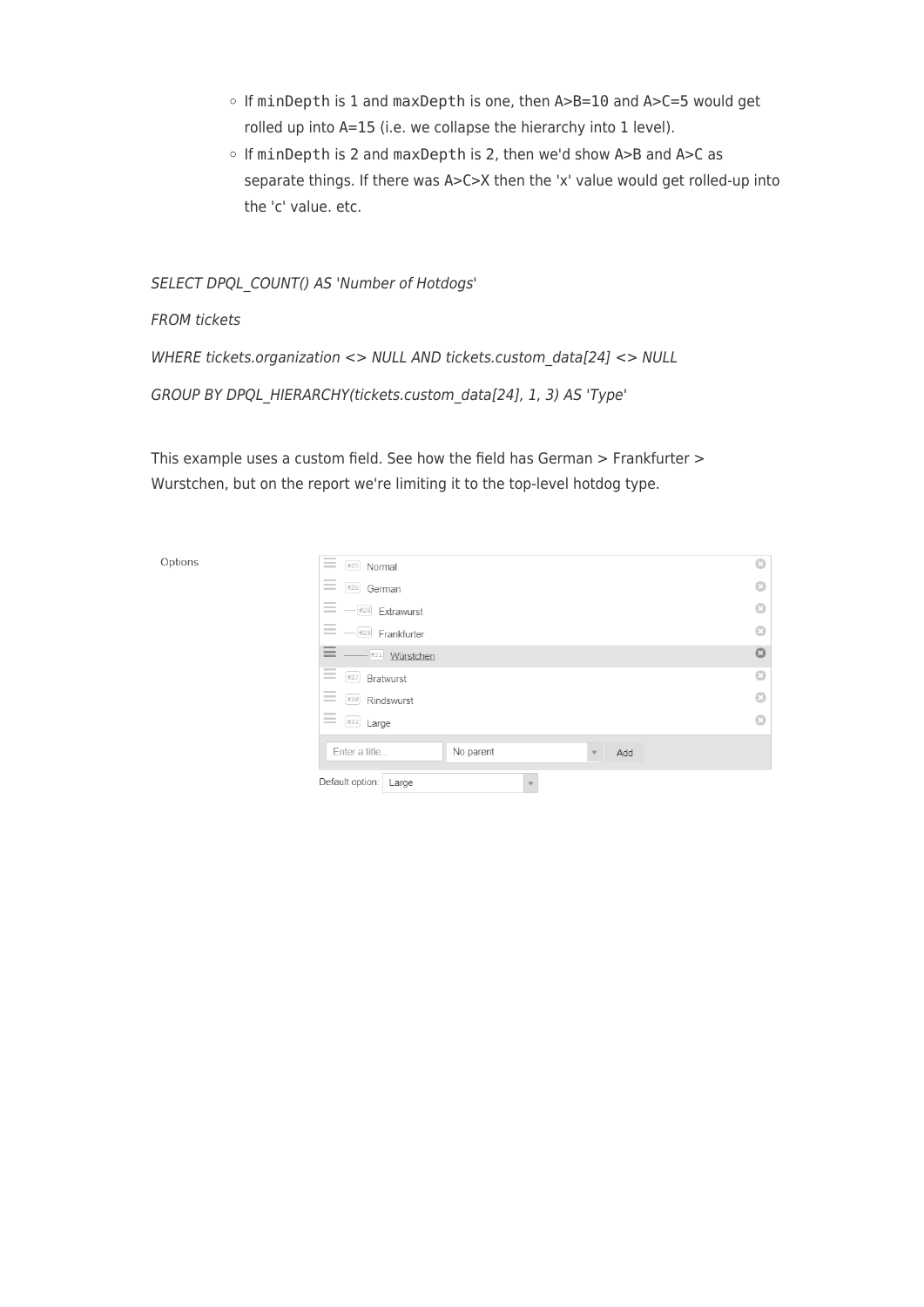- If `minDepth` is 1 and `maxDepth` is one, then A>B=10 and A>C=5 would get rolled up into A=15 (i.e. we collapse the hierarchy into 1 level).
- If `minDepth` is 2 and `maxDepth` is 2, then we'd show A>B and A>C as separate things. If there was A>C>X then the 'x' value would get rolled-up into the 'c' value. etc.

*SELECT DPQL_COUNT() AS 'Number of Hotdogs'*

*FROM tickets*

*WHERE tickets.organization <> NULL AND tickets.custom_data[24] <> NULL*

*GROUP BY DPQL_HIERARCHY(tickets.custom_data[24], 1, 3) AS 'Type'*

This example uses a custom field. See how the field has German > Frankfurter > Wurstchen, but on the report we're limiting it to the top-level hotdog type.

Options

- #25 Normal
- #26 German
  - #28 Extrawurst
  - #29 Frankfurter
    - #31 Würstchen
- #27 Bratwurst
- #30 Rindswurst
- #32 Large

Enter a title... | No parent | Add

Default option: Large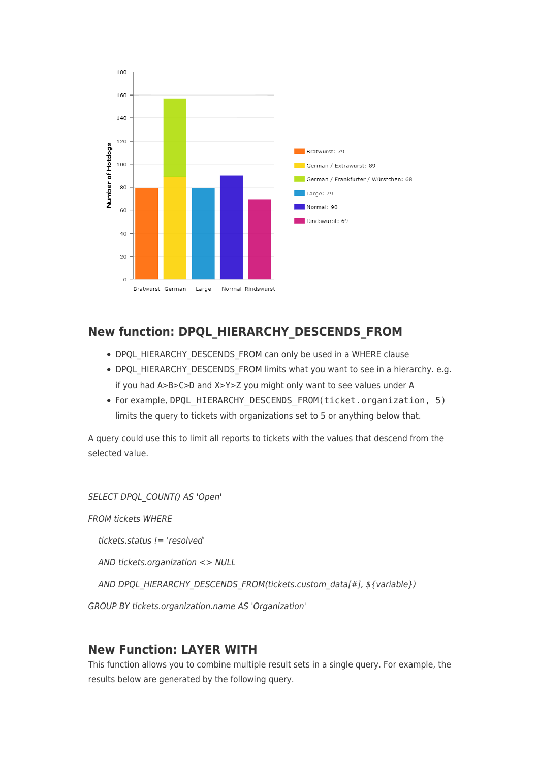## New function: DPQL_HIERARCHY_DESCENDS_FROM

- DPQL_HIERARCHY_DESCENDS_FROM can only be used in a WHERE clause
- DPQL_HIERARCHY_DESCENDS_FROM limits what you want to see in a hierarchy. e.g. if you had A>B>C>D and X>Y>Z you might only want to see values under A
- For example, `DPQL_HIERARCHY_DESCENDS_FROM(ticket.organization, 5)` limits the query to tickets with organizations set to 5 or anything below that.

A query could use this to limit all reports to tickets with the values that descend from the selected value.

*SELECT DPQL_COUNT() AS 'Open'*

*FROM tickets WHERE*

*tickets.status != 'resolved'*

*AND tickets.organization <> NULL*

*AND DPQL_HIERARCHY_DESCENDS_FROM(tickets.custom_data[#], ${variable})*

*GROUP BY tickets.organization.name AS 'Organization'*

## New Function: LAYER WITH

This function allows you to combine multiple result sets in a single query. For example, the results below are generated by the following query.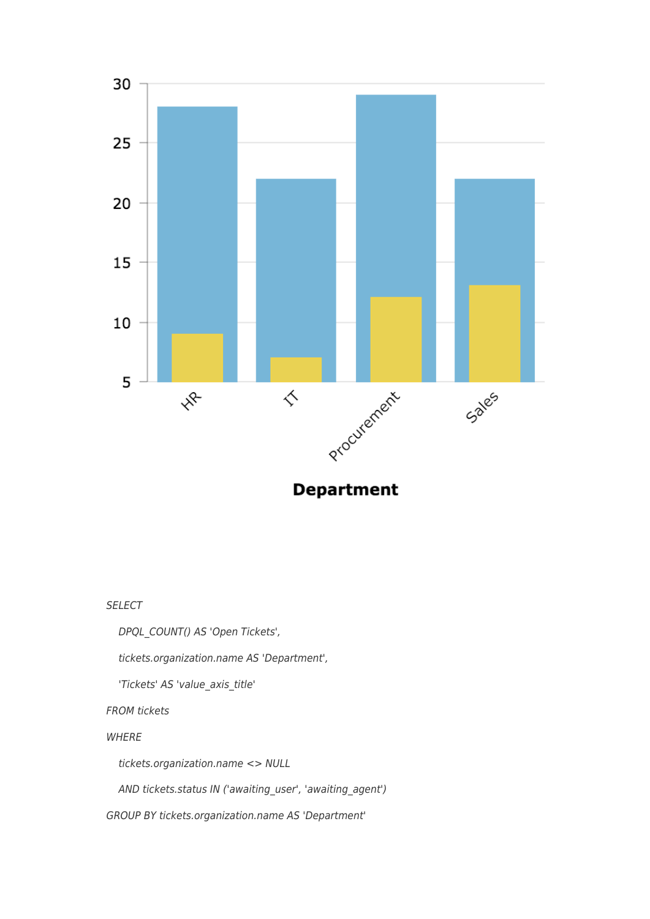```
SELECT
    DPQL_COUNT() AS 'Open Tickets',
    tickets.organization.name AS 'Department',
    'Tickets' AS 'value_axis_title'
FROM tickets
WHERE
    tickets.organization.name <> NULL
    AND tickets.status IN ('awaiting_user', 'awaiting_agent')
GROUP BY tickets.organization.name AS 'Department'
```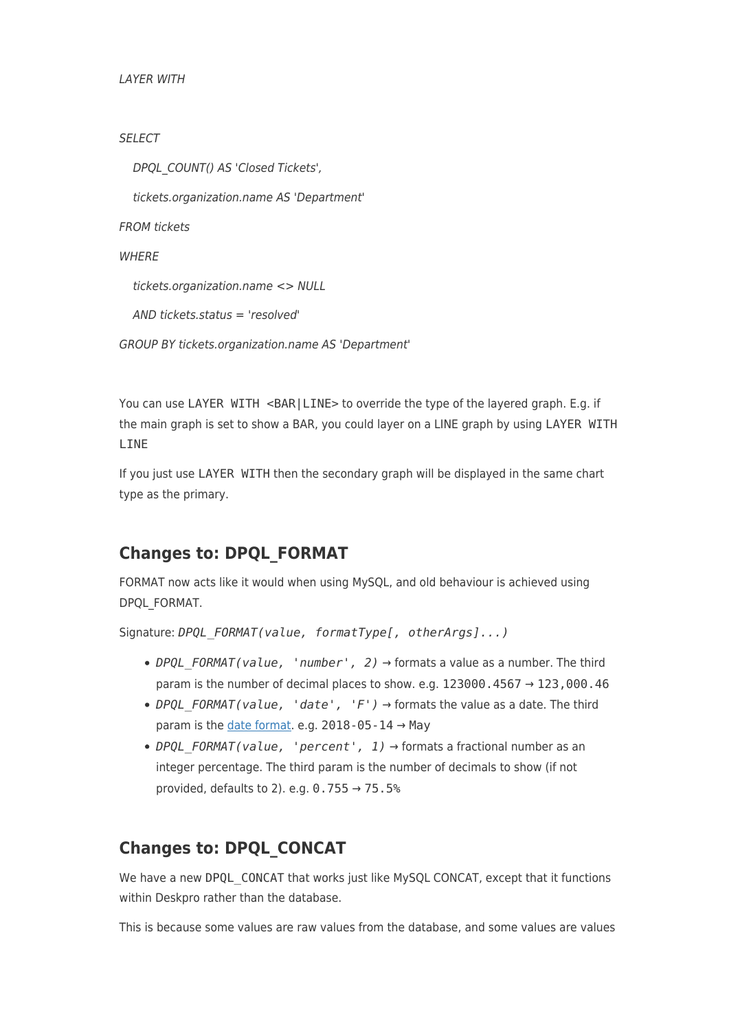*LAYER WITH*

*SELECT*

*DPQL_COUNT() AS 'Closed Tickets',*

*tickets.organization.name AS 'Department'*

*FROM tickets*

*WHERE*

*tickets.organization.name <> NULL*

*AND tickets.status = 'resolved'*

*GROUP BY tickets.organization.name AS 'Department'*

You can use `LAYER WITH <BAR|LINE>` to override the type of the layered graph. E.g. if the main graph is set to show a BAR, you could layer on a LINE graph by using `LAYER WITH LINE`

If you just use `LAYER WITH` then the secondary graph will be displayed in the same chart type as the primary.

## Changes to: DPQL_FORMAT

FORMAT now acts like it would when using MySQL, and old behaviour is achieved using DPQL_FORMAT.

Signature: *`DPQL_FORMAT(value, formatType[, otherArgs]...)`*

- *`DPQL_FORMAT(value, 'number', 2)`* → formats a value as a number. The third param is the number of decimal places to show. e.g. `123000.4567` → `123,000.46`
- *`DPQL_FORMAT(value, 'date', 'F')`* → formats the value as a date. The third param is the [date format](). e.g. `2018-05-14` → May
- *`DPQL_FORMAT(value, 'percent', 1)`* → formats a fractional number as an integer percentage. The third param is the number of decimals to show (if not provided, defaults to 2). e.g. `0.755` → `75.5%`

## Changes to: DPQL_CONCAT

We have a new `DPQL_CONCAT` that works just like MySQL CONCAT, except that it functions within Deskpro rather than the database.

This is because some values are raw values from the database, and some values are values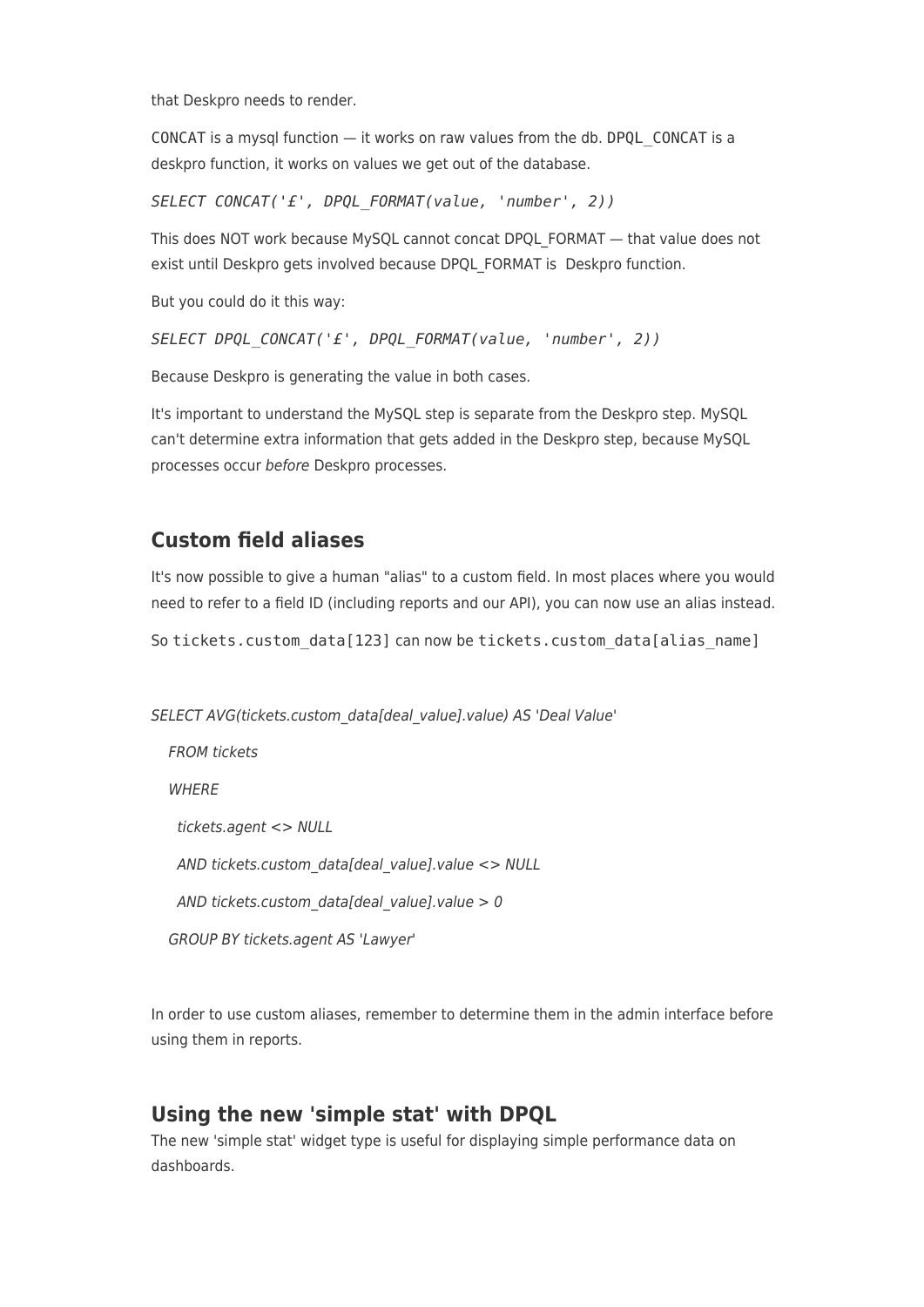that Deskpro needs to render.

`CONCAT` is a mysql function — it works on raw values from the db. `DPQL_CONCAT` is a deskpro function, it works on values we get out of the database.

*SELECT CONCAT('£', DPQL_FORMAT(value, 'number', 2))*

This does NOT work because MySQL cannot concat DPQL_FORMAT — that value does not exist until Deskpro gets involved because DPQL_FORMAT is  Deskpro function.

But you could do it this way:

*SELECT DPQL_CONCAT('£', DPQL_FORMAT(value, 'number', 2))*

Because Deskpro is generating the value in both cases.

It's important to understand the MySQL step is separate from the Deskpro step. MySQL can't determine extra information that gets added in the Deskpro step, because MySQL processes occur *before* Deskpro processes.

## Custom field aliases

It's now possible to give a human "alias" to a custom field. In most places where you would need to refer to a field ID (including reports and our API), you can now use an alias instead.

So `tickets.custom_data[123]` can now be `tickets.custom_data[alias_name]`

```
SELECT AVG(tickets.custom_data[deal_value].value) AS 'Deal Value'
  FROM tickets
  WHERE
    tickets.agent <> NULL
    AND tickets.custom_data[deal_value].value <> NULL
    AND tickets.custom_data[deal_value].value > 0
  GROUP BY tickets.agent AS 'Lawyer'
```

In order to use custom aliases, remember to determine them in the admin interface before using them in reports.

## Using the new 'simple stat' with DPQL

The new 'simple stat' widget type is useful for displaying simple performance data on dashboards.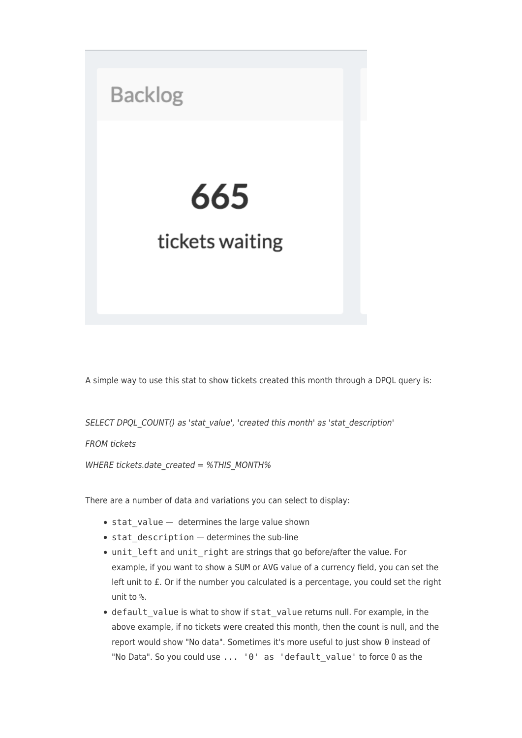Backlog

665

tickets waiting

A simple way to use this stat to show tickets created this month through a DPQL query is:

*SELECT DPQL_COUNT() as 'stat_value', 'created this month' as 'stat_description'*

*FROM tickets*

*WHERE tickets.date_created = %THIS_MONTH%*

There are a number of data and variations you can select to display:

- `stat_value` — determines the large value shown
- `stat_description` — determines the sub-line
- `unit_left` and `unit_right` are strings that go before/after the value. For example, if you want to show a SUM or AVG value of a currency field, you can set the left unit to £. Or if the number you calculated is a percentage, you could set the right unit to `%`.
- `default_value` is what to show if `stat_value` returns null. For example, in the above example, if no tickets were created this month, then the count is null, and the report would show "No data". Sometimes it's more useful to just show `0` instead of "No Data". So you could use `... '0' as 'default_value'` to force 0 as the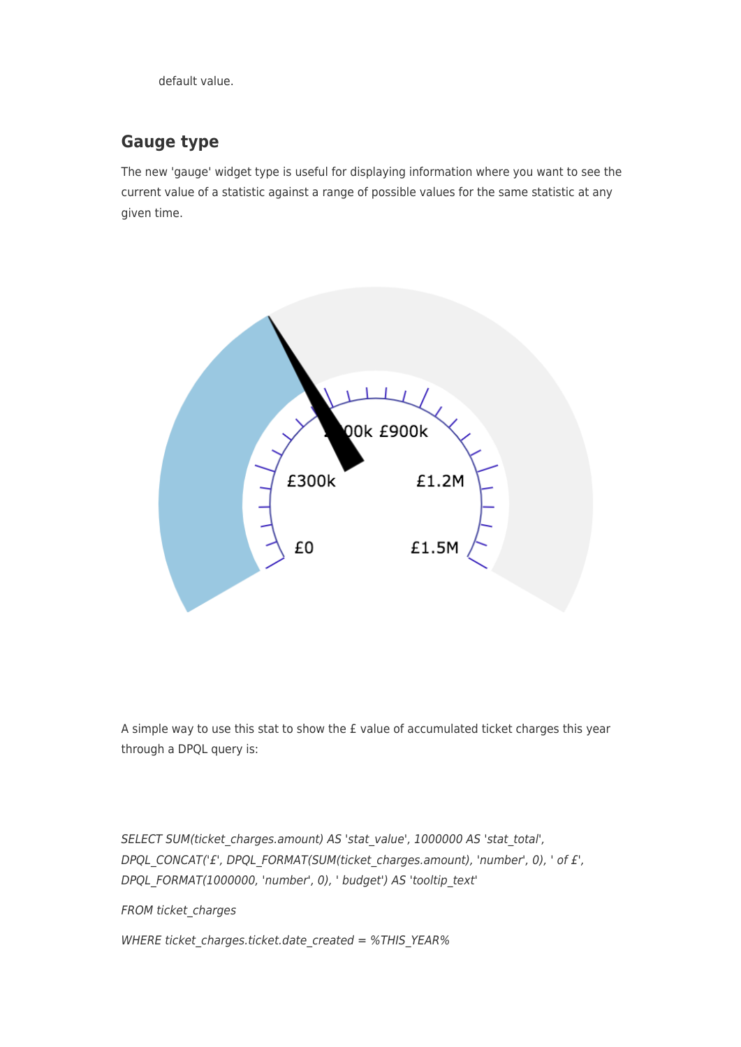default value.

## Gauge type

The new 'gauge' widget type is useful for displaying information where you want to see the current value of a statistic against a range of possible values for the same statistic at any given time.

A simple way to use this stat to show the £ value of accumulated ticket charges this year through a DPQL query is:

*SELECT SUM(ticket_charges.amount) AS 'stat_value', 1000000 AS 'stat_total', DPQL_CONCAT('£', DPQL_FORMAT(SUM(ticket_charges.amount), 'number', 0), ' of £', DPQL_FORMAT(1000000, 'number', 0), ' budget') AS 'tooltip_text'*

*FROM ticket_charges*

*WHERE ticket_charges.ticket.date_created = %THIS_YEAR%*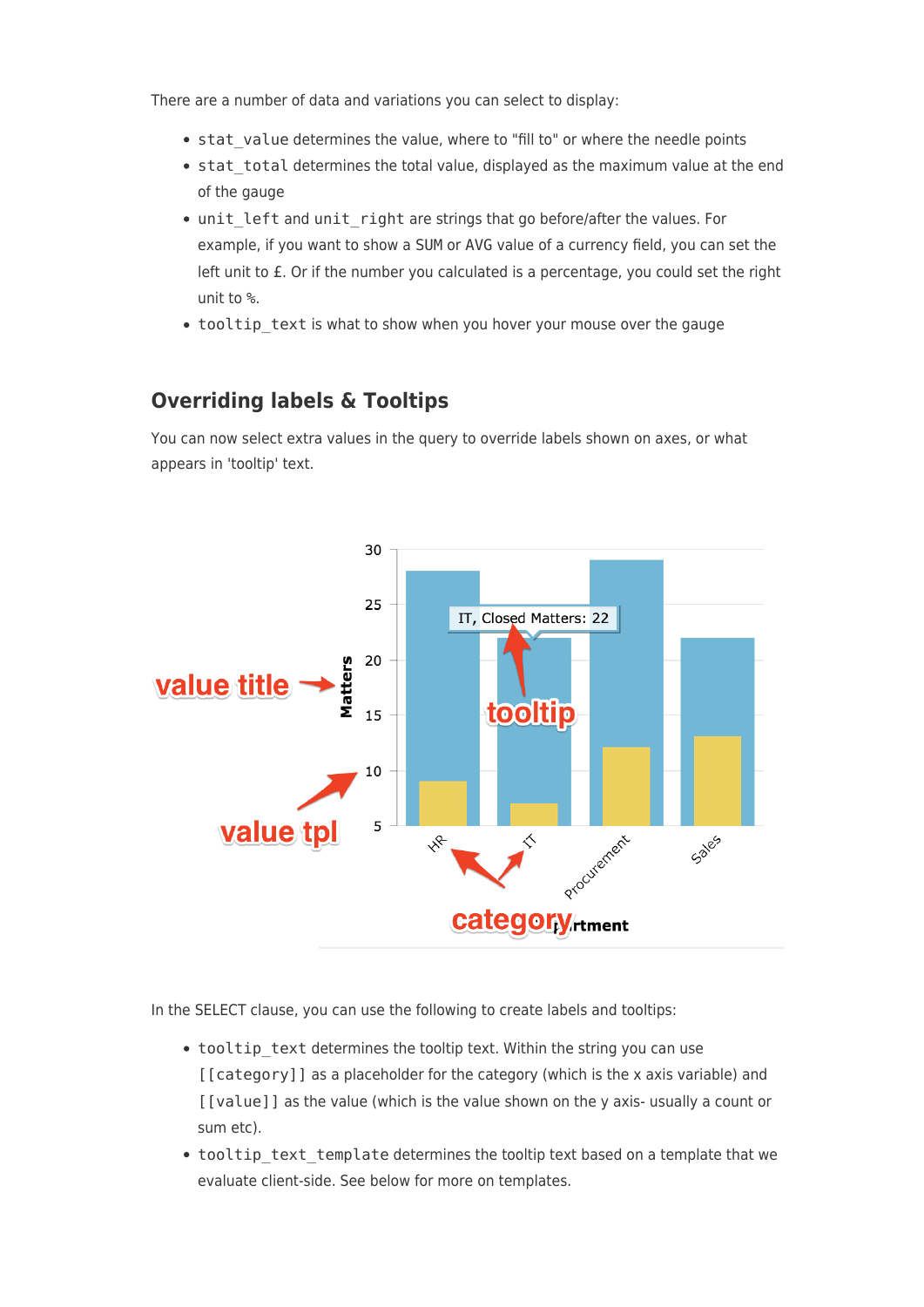There are a number of data and variations you can select to display:

- `stat_value` determines the value, where to "fill to" or where the needle points
- `stat_total` determines the total value, displayed as the maximum value at the end of the gauge
- `unit_left` and `unit_right` are strings that go before/after the values. For example, if you want to show a SUM or AVG value of a currency field, you can set the left unit to `£`. Or if the number you calculated is a percentage, you could set the right unit to `%`.
- `tooltip_text` is what to show when you hover your mouse over the gauge

## Overriding labels & Tooltips

You can now select extra values in the query to override labels shown on axes, or what appears in 'tooltip' text.

In the SELECT clause, you can use the following to create labels and tooltips:

- `tooltip_text` determines the tooltip text. Within the string you can use `[[category]]` as a placeholder for the category (which is the x axis variable) and `[[value]]` as the value (which is the value shown on the y axis- usually a count or sum etc).
- `tooltip_text_template` determines the tooltip text based on a template that we evaluate client-side. See below for more on templates.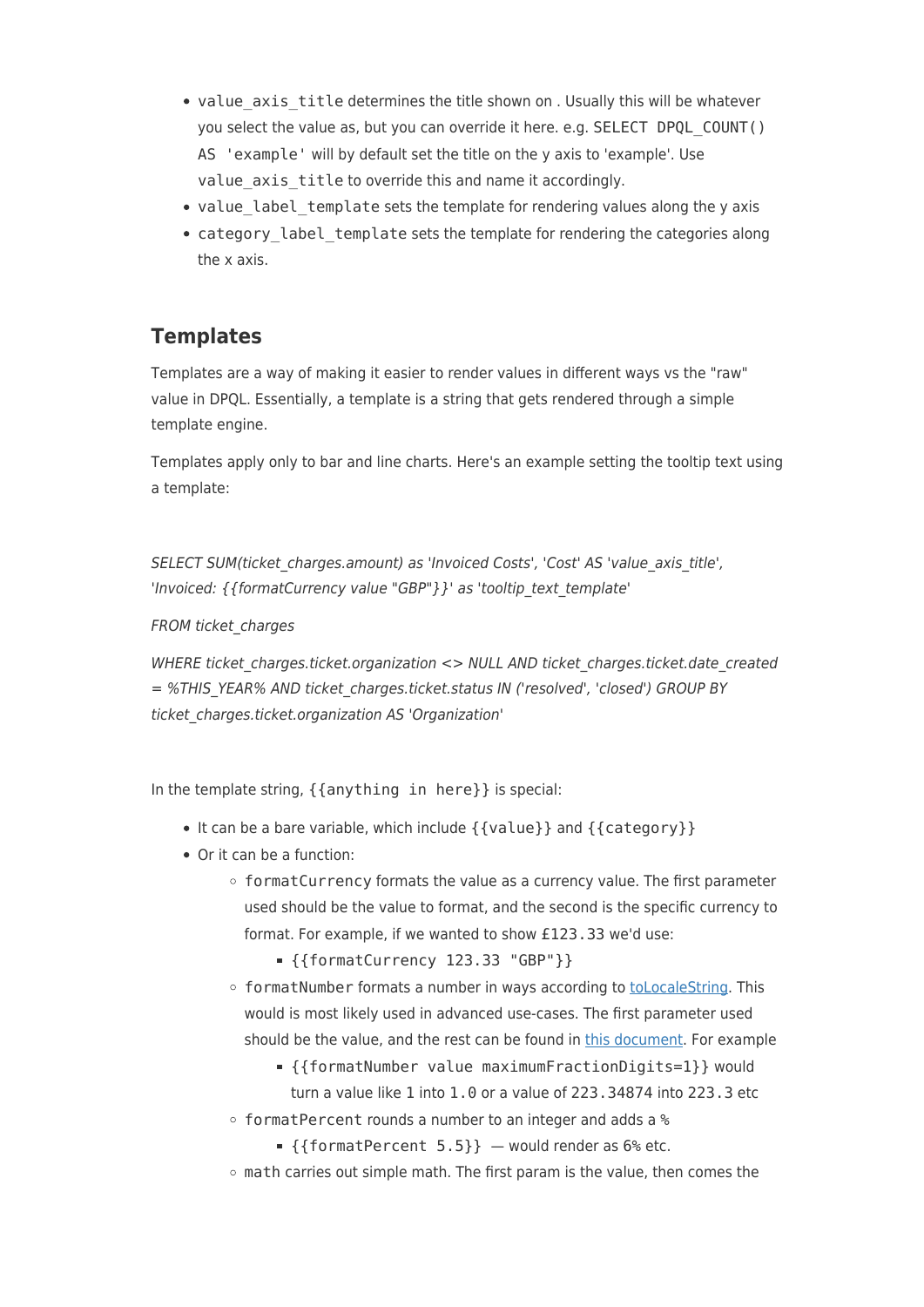- `value_axis_title` determines the title shown on . Usually this will be whatever you select the value as, but you can override it here. e.g. `SELECT DPQL_COUNT() AS 'example'` will by default set the title on the y axis to 'example'. Use `value_axis_title` to override this and name it accordingly.
- `value_label_template` sets the template for rendering values along the y axis
- `category_label_template` sets the template for rendering the categories along the x axis.

## Templates

Templates are a way of making it easier to render values in different ways vs the "raw" value in DPQL. Essentially, a template is a string that gets rendered through a simple template engine.

Templates apply only to bar and line charts. Here's an example setting the tooltip text using a template:

*SELECT SUM(ticket_charges.amount) as 'Invoiced Costs', 'Cost' AS 'value_axis_title', 'Invoiced: {{formatCurrency value "GBP"}}' as 'tooltip_text_template'*

*FROM ticket_charges*

*WHERE ticket_charges.ticket.organization <> NULL AND ticket_charges.ticket.date_created = %THIS_YEAR% AND ticket_charges.ticket.status IN ('resolved', 'closed') GROUP BY ticket_charges.ticket.organization AS 'Organization'*

In the template string, `{{anything in here}}` is special:

- It can be a bare variable, which include `{{value}}` and `{{category}}`
- Or it can be a function:
  - `formatCurrency` formats the value as a currency value. The first parameter used should be the value to format, and the second is the specific currency to format. For example, if we wanted to show `£123.33` we'd use:
    - `{{formatCurrency 123.33 "GBP"}}`
  - `formatNumber` formats a number in ways according to [toLocaleString](). This would is most likely used in advanced use-cases. The first parameter used should be the value, and the rest can be found in [this document](). For example
    - `{{formatNumber value maximumFractionDigits=1}}` would turn a value like `1` into `1.0` or a value of `223.34874` into `223.3` etc
  - `formatPercent` rounds a number to an integer and adds a `%`
    - `{{formatPercent 5.5}}` — would render as `6%` etc.
  - `math` carries out simple math. The first param is the value, then comes the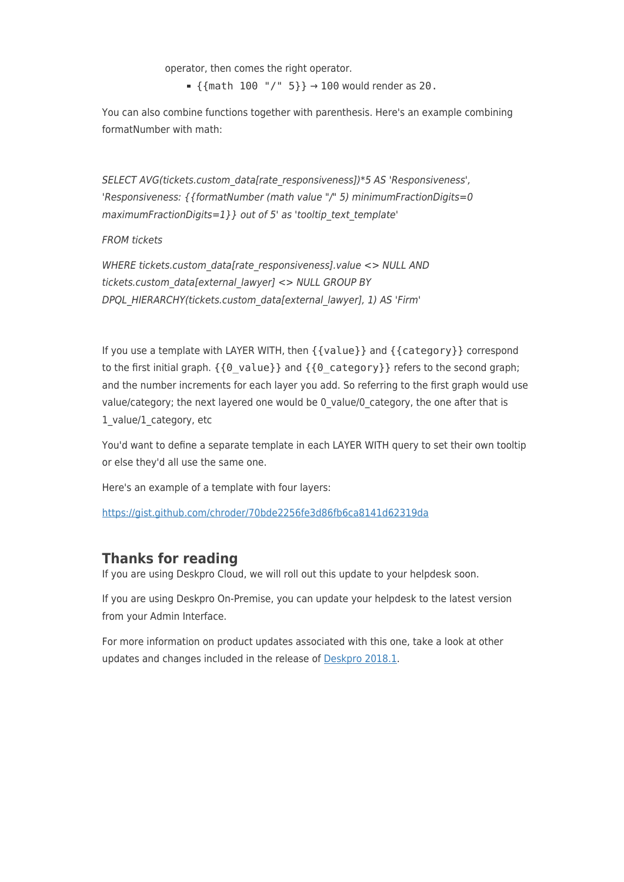operator, then comes the right operator.

  - `{{math 100 "/" 5}}` → `100` would render as `20.`

You can also combine functions together with parenthesis. Here's an example combining formatNumber with math:

*SELECT AVG(tickets.custom_data[rate_responsiveness])*5 AS 'Responsiveness', 'Responsiveness: {{formatNumber (math value "/" 5) minimumFractionDigits=0 maximumFractionDigits=1}} out of 5' as 'tooltip_text_template'*

*FROM tickets*

*WHERE tickets.custom_data[rate_responsiveness].value <> NULL AND tickets.custom_data[external_lawyer] <> NULL GROUP BY DPQL_HIERARCHY(tickets.custom_data[external_lawyer], 1) AS 'Firm'*

If you use a template with LAYER WITH, then `{{value}}` and `{{category}}` correspond to the first initial graph. `{{0_value}}` and `{{0_category}}` refers to the second graph; and the number increments for each layer you add. So referring to the first graph would use value/category; the next layered one would be 0_value/0_category, the one after that is 1_value/1_category, etc

You'd want to define a separate template in each LAYER WITH query to set their own tooltip or else they'd all use the same one.

Here's an example of a template with four layers:

[https://gist.github.com/chroder/70bde2256fe3d86fb6ca8141d62319da](https://gist.github.com/chroder/70bde2256fe3d86fb6ca8141d62319da)

## Thanks for reading

If you are using Deskpro Cloud, we will roll out this update to your helpdesk soon.

If you are using Deskpro On-Premise, you can update your helpdesk to the latest version from your Admin Interface.

For more information on product updates associated with this one, take a look at other updates and changes included in the release of [Deskpro 2018.1](#).